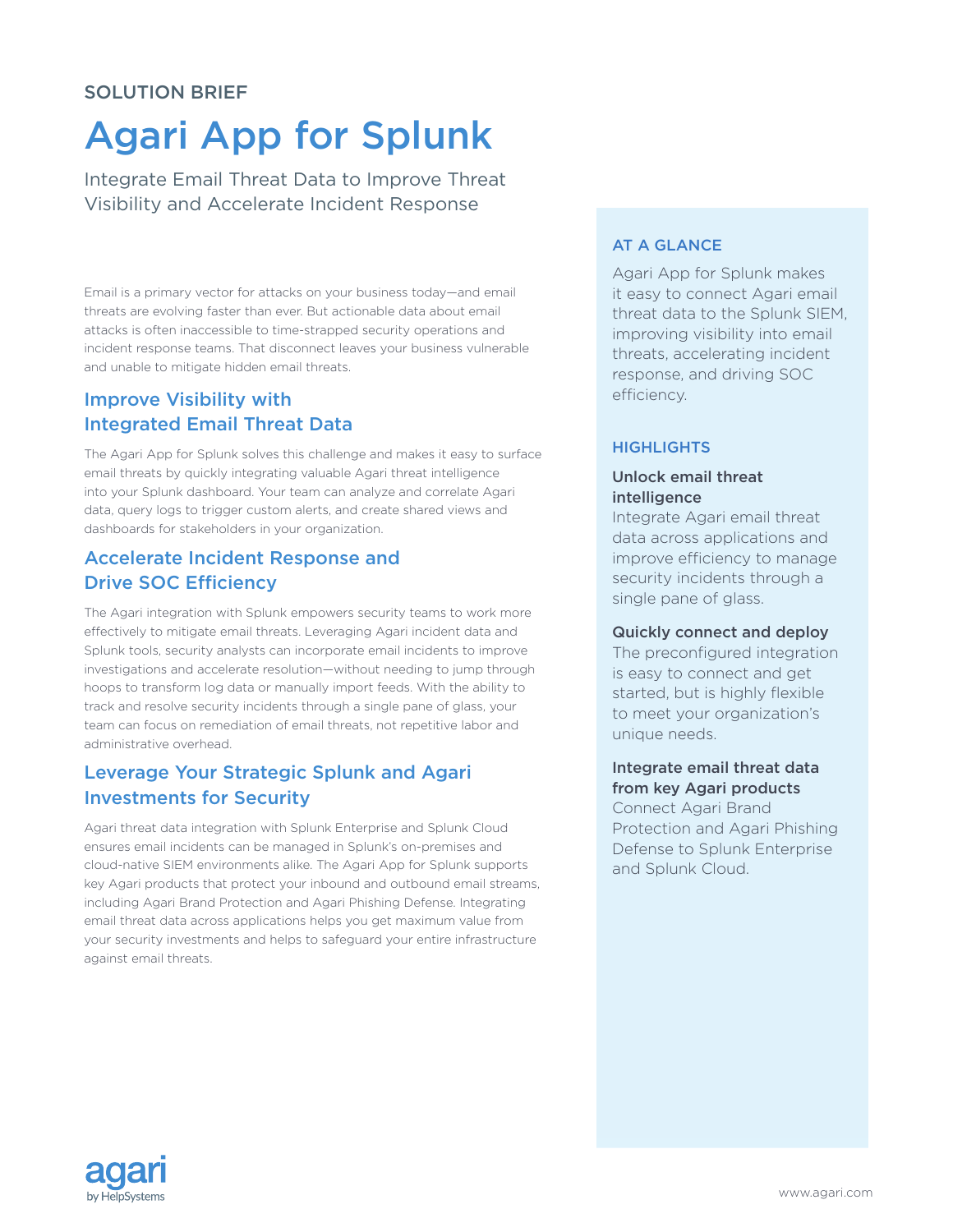SOLUTION BRIEF

# Agari App for Splunk

Integrate Email Threat Data to Improve Threat Visibility and Accelerate Incident Response

Email is a primary vector for attacks on your business today—and email threats are evolving faster than ever. But actionable data about email attacks is often inaccessible to time-strapped security operations and incident response teams. That disconnect leaves your business vulnerable and unable to mitigate hidden email threats.

## Improve Visibility with Integrated Email Threat Data

The Agari App for Splunk solves this challenge and makes it easy to surface email threats by quickly integrating valuable Agari threat intelligence into your Splunk dashboard. Your team can analyze and correlate Agari data, query logs to trigger custom alerts, and create shared views and dashboards for stakeholders in your organization.

## Accelerate Incident Response and Drive SOC Efficiency

The Agari integration with Splunk empowers security teams to work more effectively to mitigate email threats. Leveraging Agari incident data and Splunk tools, security analysts can incorporate email incidents to improve investigations and accelerate resolution—without needing to jump through hoops to transform log data or manually import feeds. With the ability to track and resolve security incidents through a single pane of glass, your team can focus on remediation of email threats, not repetitive labor and administrative overhead.

## Leverage Your Strategic Splunk and Agari Investments for Security

Agari threat data integration with Splunk Enterprise and Splunk Cloud ensures email incidents can be managed in Splunk's on-premises and cloud-native SIEM environments alike. The Agari App for Splunk supports key Agari products that protect your inbound and outbound email streams, including Agari Brand Protection and Agari Phishing Defense. Integrating email threat data across applications helps you get maximum value from your security investments and helps to safeguard your entire infrastructure against email threats.

### AT A GLANCE

Agari App for Splunk makes it easy to connect Agari email threat data to the Splunk SIEM, improving visibility into email threats, accelerating incident response, and driving SOC efficiency.

### HIGHLIGHTS

**Unlock email threat intelligence**
Integrate Agari email threat data across applications and improve efficiency to manage security incidents through a single pane of glass.

**Quickly connect and deploy**
The preconfigured integration is easy to connect and get started, but is highly flexible to meet your organization's unique needs.

**Integrate email threat data from key Agari products**
Connect Agari Brand Protection and Agari Phishing Defense to Splunk Enterprise and Splunk Cloud.

agari by HelpSystems

www.agari.com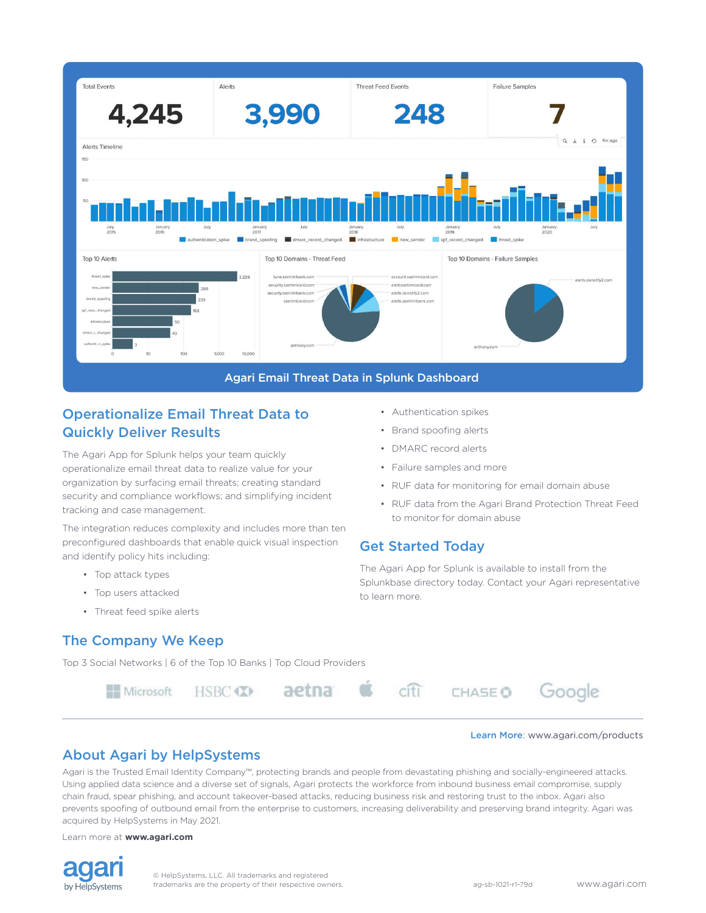Total Events

4,245

Alerts

3,990

Threat Feed Events

248

Failure Samples

7

Alerts Timeline

authentication_spike | brand_spoofing | dmarc_record_changed | infrastructure | new_sender | spf_record_changed | threat_spike

Top 10 Alerts

Top 10 Domains - Threat Feed

Top 10 Domains - Failure Samples

Agari Email Threat Data in Splunk Dashboard

## Operationalize Email Threat Data to Quickly Deliver Results

The Agari App for Splunk helps your team quickly operationalize email threat data to realize value for your organization by surfacing email threats; creating standard security and compliance workflows; and simplifying incident tracking and case management.

The integration reduces complexity and includes more than ten preconfigured dashboards that enable quick visual inspection and identify policy hits including:

- Top attack types
- Top users attacked
- Threat feed spike alerts
- Authentication spikes
- Brand spoofing alerts
- DMARC record alerts
- Failure samples and more
- RUF data for monitoring for email domain abuse
- RUF data from the Agari Brand Protection Threat Feed to monitor for domain abuse

## Get Started Today

The Agari App for Splunk is available to install from the Splunkbase directory today. Contact your Agari representative to learn more.

## The Company We Keep

Top 3 Social Networks | 6 of the Top 10 Banks | Top Cloud Providers

Microsoft HSBC aetna citi CHASE Google

**Learn More**: www.agari.com/products

## About Agari by HelpSystems

Agari is the Trusted Email Identity Company™, protecting brands and people from devastating phishing and socially-engineered attacks. Using applied data science and a diverse set of signals, Agari protects the workforce from inbound business email compromise, supply chain fraud, spear phishing, and account takeover-based attacks, reducing business risk and restoring trust to the inbox. Agari also prevents spoofing of outbound email from the enterprise to customers, increasing deliverability and preserving brand integrity. Agari was acquired by HelpSystems in May 2021.

Learn more at **www.agari.com**

agari by HelpSystems

© HelpSystems, LLC. All trademarks and registered trademarks are the property of their respective owners.

ag-sb-1021-r1-79d

www.agari.com